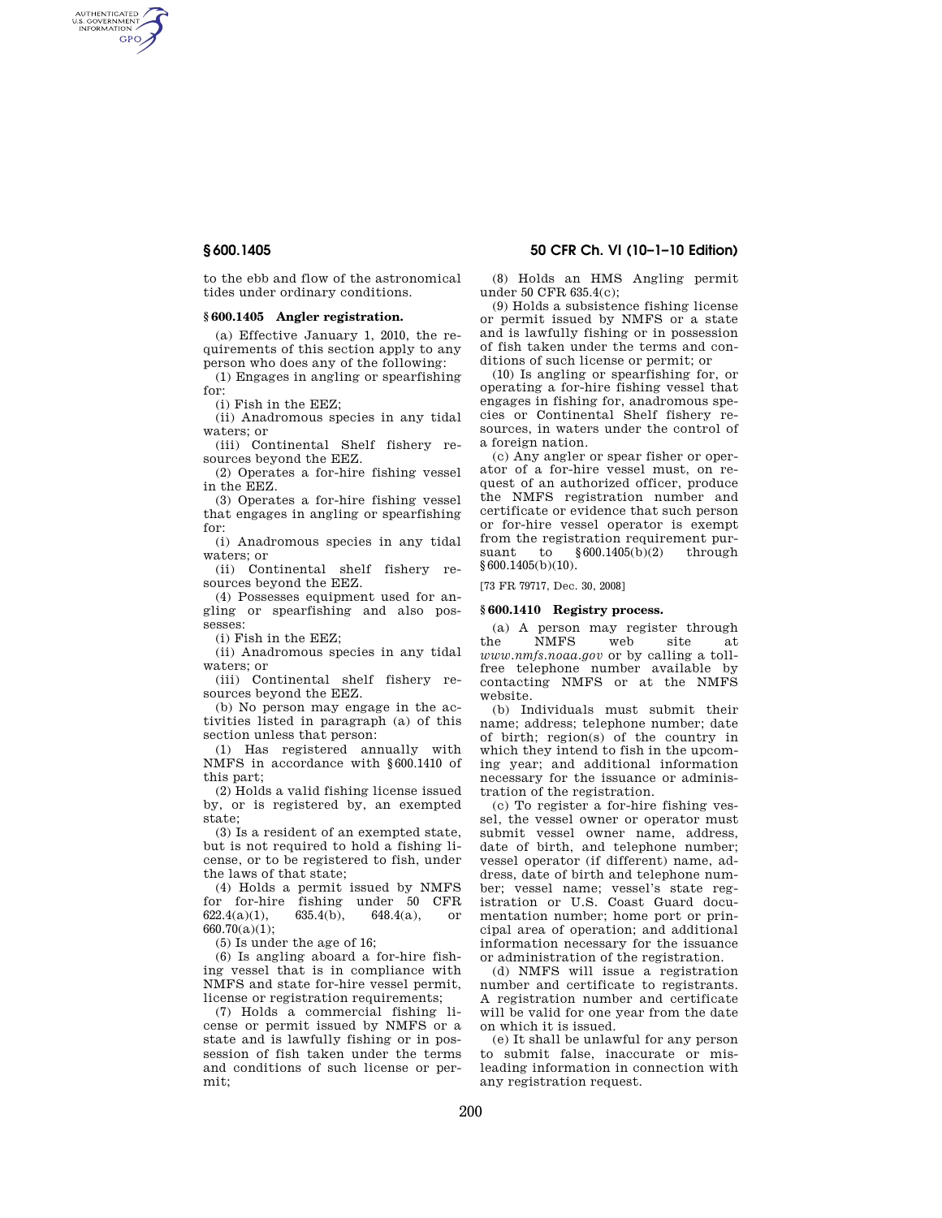to the ebb and flow of the astronomical tides under ordinary conditions.

### § 600.1405 Angler registration.

(a) Effective January 1, 2010, the requirements of this section apply to any person who does any of the following:

(1) Engages in angling or spearfishing for:

(i) Fish in the EEZ;

(ii) Anadromous species in any tidal waters; or

(iii) Continental Shelf fishery resources beyond the EEZ.

(2) Operates a for-hire fishing vessel in the EEZ.

(3) Operates a for-hire fishing vessel that engages in angling or spearfishing for:

(i) Anadromous species in any tidal waters; or

(ii) Continental shelf fishery resources beyond the EEZ.

(4) Possesses equipment used for angling or spearfishing and also possesses:

(i) Fish in the EEZ;

(ii) Anadromous species in any tidal waters; or

(iii) Continental shelf fishery resources beyond the EEZ.

(b) No person may engage in the activities listed in paragraph (a) of this section unless that person:

(1) Has registered annually with NMFS in accordance with §600.1410 of this part;

(2) Holds a valid fishing license issued by, or is registered by, an exempted state;

(3) Is a resident of an exempted state, but is not required to hold a fishing license, or to be registered to fish, under the laws of that state;

(4) Holds a permit issued by NMFS for for-hire fishing under 50 CFR 622.4(a)(1), 635.4(b), 648.4(a), or 660.70(a)(1);

(5) Is under the age of 16;

(6) Is angling aboard a for-hire fishing vessel that is in compliance with NMFS and state for-hire vessel permit, license or registration requirements;

(7) Holds a commercial fishing license or permit issued by NMFS or a state and is lawfully fishing or in possession of fish taken under the terms and conditions of such license or permit;

(8) Holds an HMS Angling permit under 50 CFR 635.4(c);

(9) Holds a subsistence fishing license or permit issued by NMFS or a state and is lawfully fishing or in possession of fish taken under the terms and conditions of such license or permit; or

(10) Is angling or spearfishing for, or operating a for-hire fishing vessel that engages in fishing for, anadromous species or Continental Shelf fishery resources, in waters under the control of a foreign nation.

(c) Any angler or spear fisher or operator of a for-hire vessel must, on request of an authorized officer, produce the NMFS registration number and certificate or evidence that such person or for-hire vessel operator is exempt from the registration requirement pursuant to §600.1405(b)(2) through §600.1405(b)(10).

[73 FR 79717, Dec. 30, 2008]

### § 600.1410 Registry process.

(a) A person may register through the NMFS web site at *www.nmfs.noaa.gov* or by calling a toll-free telephone number available by contacting NMFS or at the NMFS website.

(b) Individuals must submit their name; address; telephone number; date of birth; region(s) of the country in which they intend to fish in the upcoming year; and additional information necessary for the issuance or administration of the registration.

(c) To register a for-hire fishing vessel, the vessel owner or operator must submit vessel owner name, address, date of birth, and telephone number; vessel operator (if different) name, address, date of birth and telephone number; vessel name; vessel's state registration or U.S. Coast Guard documentation number; home port or principal area of operation; and additional information necessary for the issuance or administration of the registration.

(d) NMFS will issue a registration number and certificate to registrants. A registration number and certificate will be valid for one year from the date on which it is issued.

(e) It shall be unlawful for any person to submit false, inaccurate or misleading information in connection with any registration request.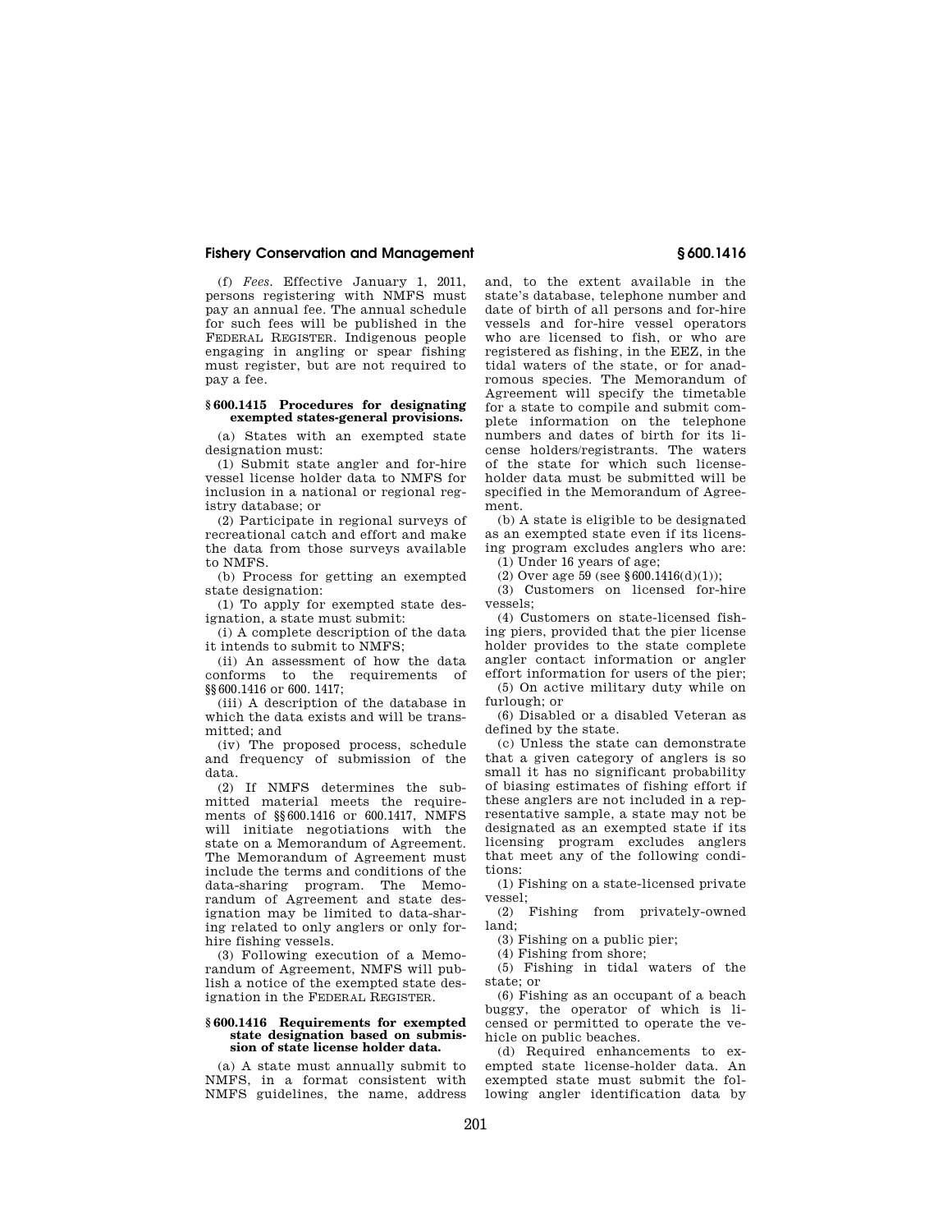(f) *Fees*. Effective January 1, 2011, persons registering with NMFS must pay an annual fee. The annual schedule for such fees will be published in the FEDERAL REGISTER. Indigenous people engaging in angling or spear fishing must register, but are not required to pay a fee.

### § 600.1415 Procedures for designating exempted states-general provisions.

(a) States with an exempted state designation must:

(1) Submit state angler and for-hire vessel license holder data to NMFS for inclusion in a national or regional registry database; or

(2) Participate in regional surveys of recreational catch and effort and make the data from those surveys available to NMFS.

(b) Process for getting an exempted state designation:

(1) To apply for exempted state designation, a state must submit:

(i) A complete description of the data it intends to submit to NMFS;

(ii) An assessment of how the data conforms to the requirements of §§ 600.1416 or 600. 1417;

(iii) A description of the database in which the data exists and will be transmitted; and

(iv) The proposed process, schedule and frequency of submission of the data.

(2) If NMFS determines the submitted material meets the requirements of §§ 600.1416 or 600.1417, NMFS will initiate negotiations with the state on a Memorandum of Agreement. The Memorandum of Agreement must include the terms and conditions of the data-sharing program. The Memorandum of Agreement and state designation may be limited to data-sharing related to only anglers or only for-hire fishing vessels.

(3) Following execution of a Memorandum of Agreement, NMFS will publish a notice of the exempted state designation in the FEDERAL REGISTER.

### § 600.1416 Requirements for exempted state designation based on submission of state license holder data.

(a) A state must annually submit to NMFS, in a format consistent with NMFS guidelines, the name, address and, to the extent available in the state's database, telephone number and date of birth of all persons and for-hire vessels and for-hire vessel operators who are licensed to fish, or who are registered as fishing, in the EEZ, in the tidal waters of the state, or for anadromous species. The Memorandum of Agreement will specify the timetable for a state to compile and submit complete information on the telephone numbers and dates of birth for its license holders/registrants. The waters of the state for which such license-holder data must be submitted will be specified in the Memorandum of Agreement.

(b) A state is eligible to be designated as an exempted state even if its licensing program excludes anglers who are:

(1) Under 16 years of age;

(2) Over age 59 (see § 600.1416(d)(1));

(3) Customers on licensed for-hire vessels;

(4) Customers on state-licensed fishing piers, provided that the pier license holder provides to the state complete angler contact information or angler effort information for users of the pier;

(5) On active military duty while on furlough; or

(6) Disabled or a disabled Veteran as defined by the state.

(c) Unless the state can demonstrate that a given category of anglers is so small it has no significant probability of biasing estimates of fishing effort if these anglers are not included in a representative sample, a state may not be designated as an exempted state if its licensing program excludes anglers that meet any of the following conditions:

(1) Fishing on a state-licensed private vessel;

(2) Fishing from privately-owned land;

(3) Fishing on a public pier;

(4) Fishing from shore;

(5) Fishing in tidal waters of the state; or

(6) Fishing as an occupant of a beach buggy, the operator of which is licensed or permitted to operate the vehicle on public beaches.

(d) Required enhancements to exempted state license-holder data. An exempted state must submit the following angler identification data by